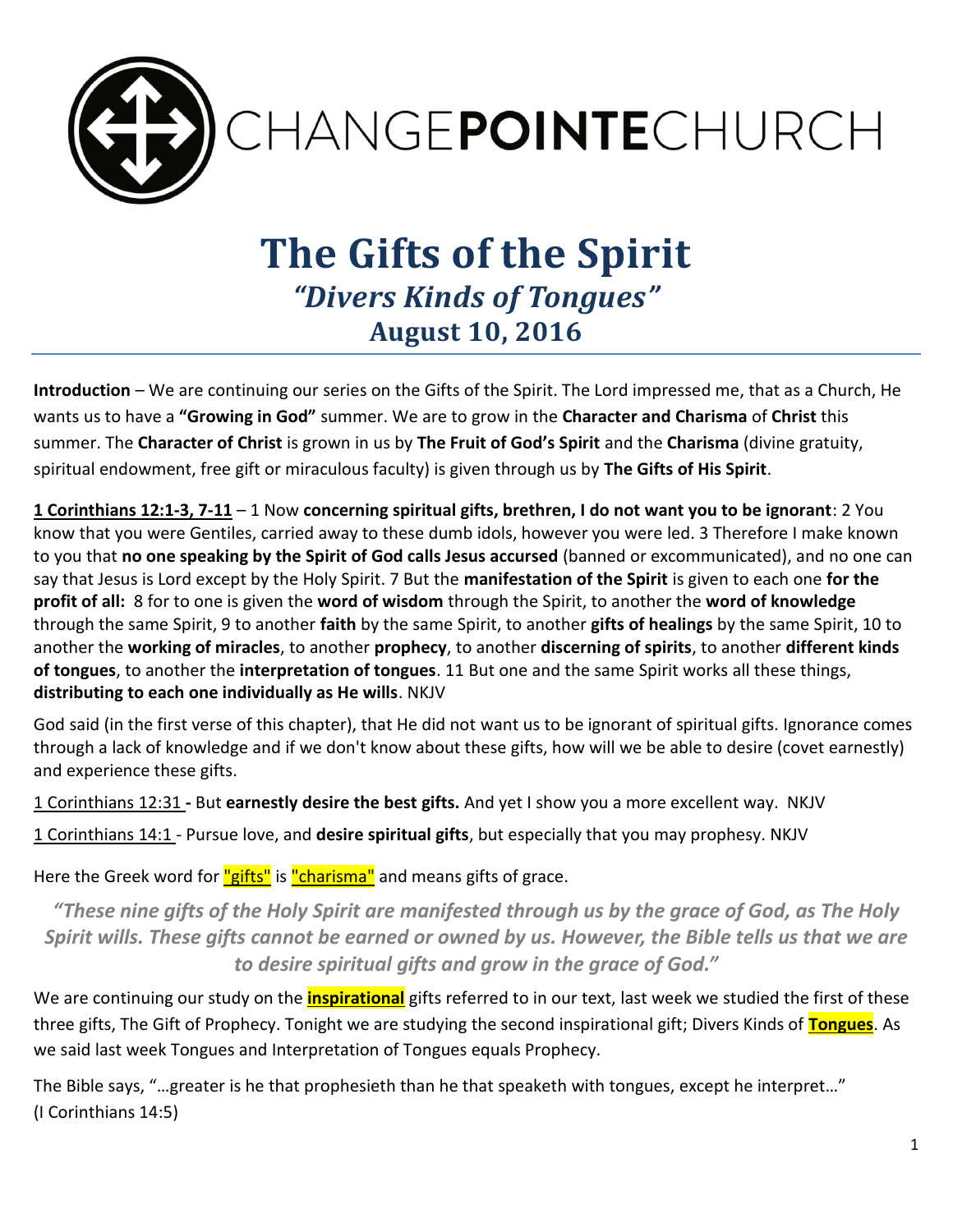CHANGE**POINTE**CHURCH

# The Gifts of the Spirit

## *"Divers Kinds of Tongues"*

## August 10, 2016

**Introduction** – We are continuing our series on the Gifts of the Spirit. The Lord impressed me, that as a Church, He wants us to have a **"Growing in God"** summer. We are to grow in the **Character and Charisma** of **Christ** this summer. The **Character of Christ** is grown in us by **The Fruit of God's Spirit** and the **Charisma** (divine gratuity, spiritual endowment, free gift or miraculous faculty) is given through us by **The Gifts of His Spirit**.

**1 Corinthians 12:1-3, 7-11** – 1 Now **concerning spiritual gifts, brethren, I do not want you to be ignorant**: 2 You know that you were Gentiles, carried away to these dumb idols, however you were led. 3 Therefore I make known to you that **no one speaking by the Spirit of God calls Jesus accursed** (banned or excommunicated), and no one can say that Jesus is Lord except by the Holy Spirit. 7 But the **manifestation of the Spirit** is given to each one **for the profit of all:** 8 for to one is given the **word of wisdom** through the Spirit, to another the **word of knowledge** through the same Spirit, 9 to another **faith** by the same Spirit, to another **gifts of healings** by the same Spirit, 10 to another the **working of miracles**, to another **prophecy**, to another **discerning of spirits**, to another **different kinds of tongues**, to another the **interpretation of tongues**. 11 But one and the same Spirit works all these things, **distributing to each one individually as He wills**. NKJV

God said (in the first verse of this chapter), that He did not want us to be ignorant of spiritual gifts. Ignorance comes through a lack of knowledge and if we don't know about these gifts, how will we be able to desire (covet earnestly) and experience these gifts.

1 Corinthians 12:31 **-** But **earnestly desire the best gifts.** And yet I show you a more excellent way. NKJV

1 Corinthians 14:1 - Pursue love, and **desire spiritual gifts**, but especially that you may prophesy. NKJV

Here the Greek word for "gifts" is "charisma" and means gifts of grace.

***"These nine gifts of the Holy Spirit are manifested through us by the grace of God, as The Holy Spirit wills. These gifts cannot be earned or owned by us. However, the Bible tells us that we are to desire spiritual gifts and grow in the grace of God."***

We are continuing our study on the **inspirational** gifts referred to in our text, last week we studied the first of these three gifts, The Gift of Prophecy. Tonight we are studying the second inspirational gift; Divers Kinds of **Tongues**. As we said last week Tongues and Interpretation of Tongues equals Prophecy.

The Bible says, "…greater is he that prophesieth than he that speaketh with tongues, except he interpret…" (I Corinthians 14:5)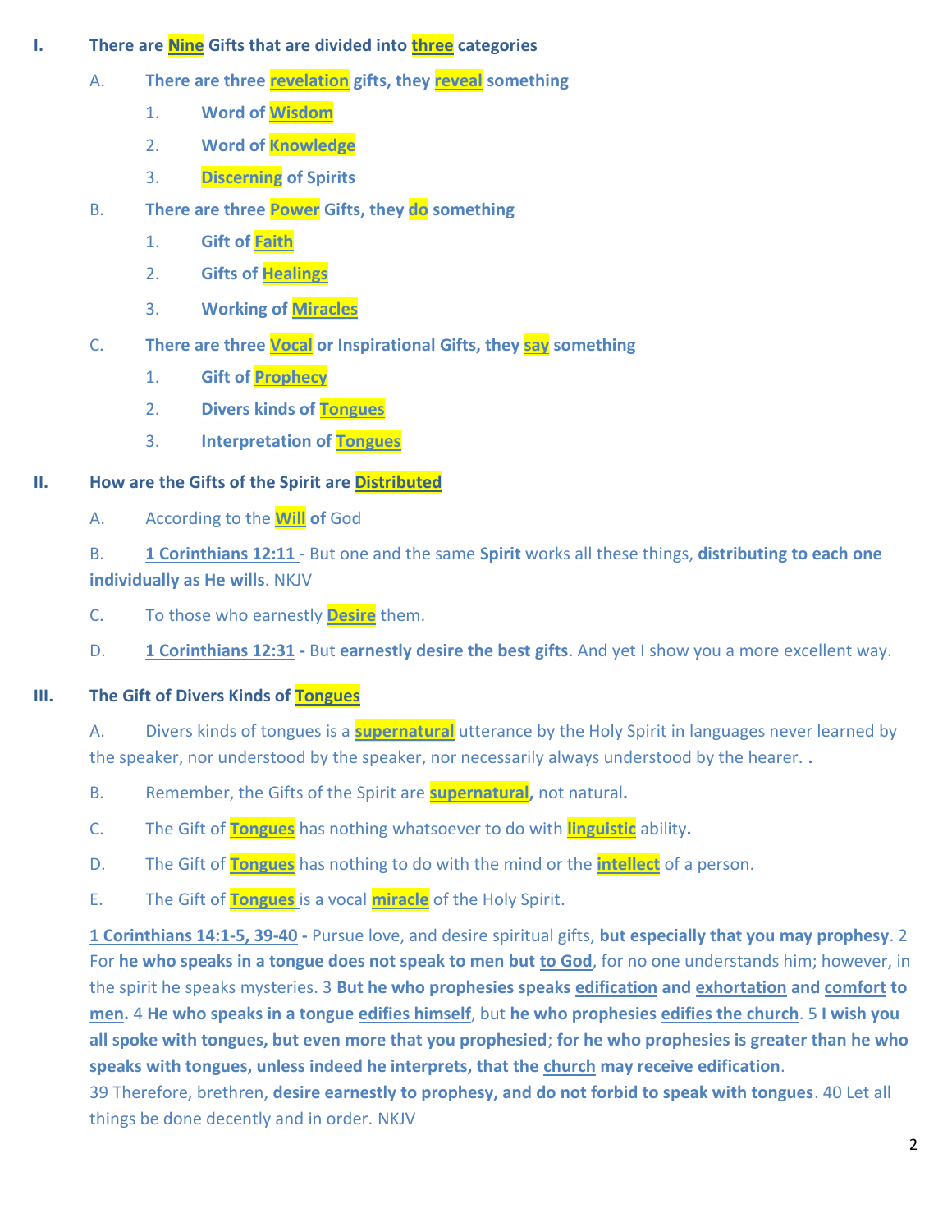I. **There are Nine Gifts that are divided into three categories**

   A. **There are three revelation gifts, they reveal something**

      1. **Word of Wisdom**
      2. **Word of Knowledge**
      3. **Discerning of Spirits**

   B. **There are three Power Gifts, they do something**

      1. **Gift of Faith**
      2. **Gifts of Healings**
      3. **Working of Miracles**

   C. **There are three Vocal or Inspirational Gifts, they say something**

      1. **Gift of Prophecy**
      2. **Divers kinds of Tongues**
      3. **Interpretation of Tongues**

II. **How are the Gifts of the Spirit are Distributed**

   A. According to the **Will of** God

   B. **1 Corinthians 12:11** - But one and the same **Spirit** works all these things, **distributing to each one individually as He wills**. NKJV

   C. To those who earnestly **Desire** them.

   D. **1 Corinthians 12:31 -** But **earnestly desire the best gifts**. And yet I show you a more excellent way.

III. **The Gift of Divers Kinds of Tongues**

   A. Divers kinds of tongues is a **supernatural** utterance by the Holy Spirit in languages never learned by the speaker, nor understood by the speaker, nor necessarily always understood by the hearer. **.**

   B. Remember, the Gifts of the Spirit are **supernatural,** not natural**.**

   C. The Gift of **Tongues** has nothing whatsoever to do with **linguistic** ability**.**

   D. The Gift of **Tongues** has nothing to do with the mind or the **intellect** of a person.

   E. The Gift of **Tongues** is a vocal **miracle** of the Holy Spirit.

**1 Corinthians 14:1-5, 39-40 -** Pursue love, and desire spiritual gifts, **but especially that you may prophesy**. 2 For **he who speaks in a tongue does not speak to men but to God**, for no one understands him; however, in the spirit he speaks mysteries. 3 **But he who prophesies speaks edification and exhortation and comfort to men.** 4 **He who speaks in a tongue edifies himself**, but **he who prophesies edifies the church**. 5 **I wish you all spoke with tongues, but even more that you prophesied**; **for he who prophesies is greater than he who speaks with tongues, unless indeed he interprets, that the church may receive edification**.
39 Therefore, brethren, **desire earnestly to prophesy, and do not forbid to speak with tongues**. 40 Let all things be done decently and in order. NKJV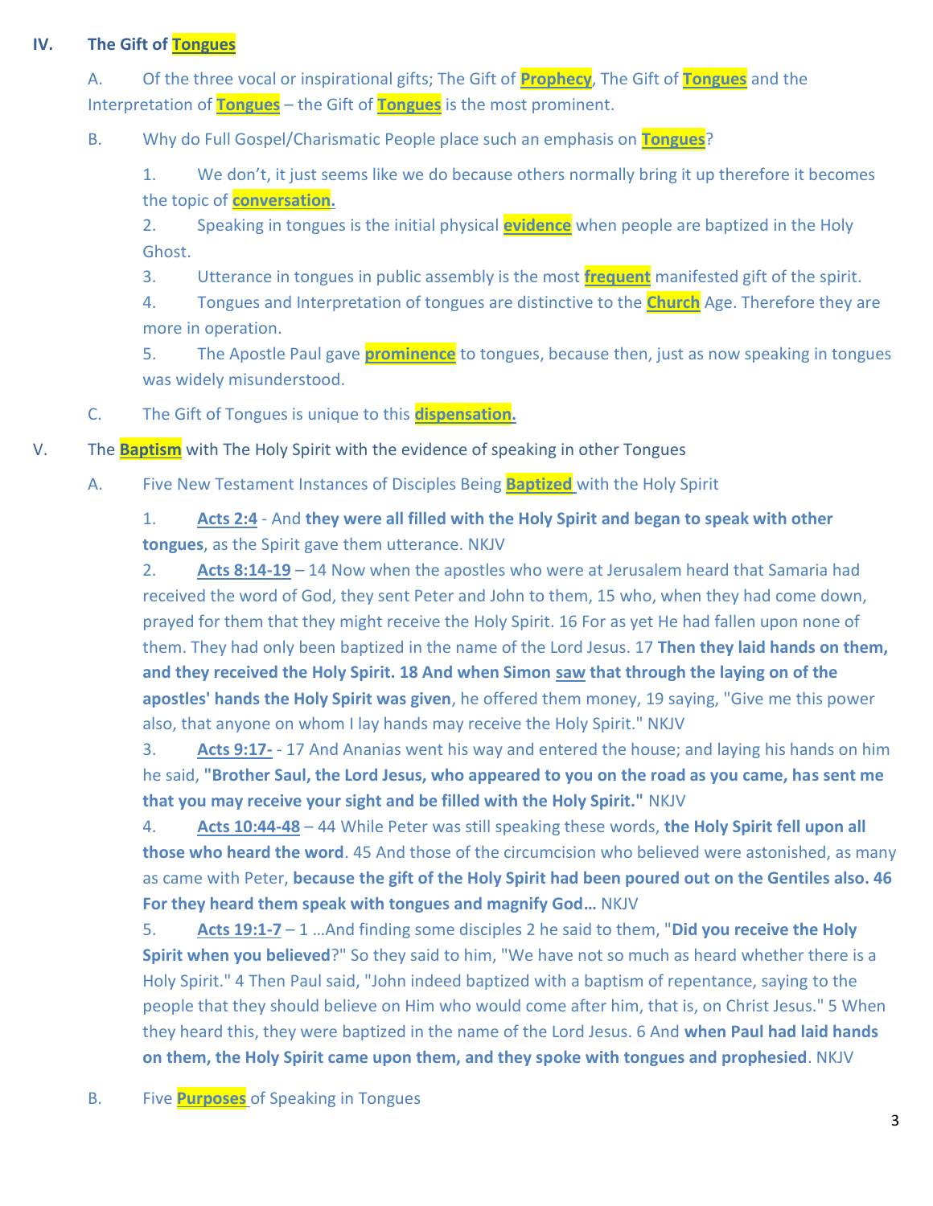## IV. The Gift of **Tongues**

A. Of the three vocal or inspirational gifts; The Gift of **Prophecy**, The Gift of **Tongues** and the Interpretation of **Tongues** – the Gift of **Tongues** is the most prominent.

B. Why do Full Gospel/Charismatic People place such an emphasis on **Tongues**?

1. We don't, it just seems like we do because others normally bring it up therefore it becomes the topic of **conversation**.
2. Speaking in tongues is the initial physical **evidence** when people are baptized in the Holy Ghost.
3. Utterance in tongues in public assembly is the most **frequent** manifested gift of the spirit.
4. Tongues and Interpretation of tongues are distinctive to the **Church** Age. Therefore they are more in operation.
5. The Apostle Paul gave **prominence** to tongues, because then, just as now speaking in tongues was widely misunderstood.

C. The Gift of Tongues is unique to this **dispensation**.

## V. The **Baptism** with The Holy Spirit with the evidence of speaking in other Tongues

A. Five New Testament Instances of Disciples Being **Baptized** with the Holy Spirit

1. **Acts 2:4** - And **they were all filled with the Holy Spirit and began to speak with other tongues**, as the Spirit gave them utterance. NKJV
2. **Acts 8:14-19** – 14 Now when the apostles who were at Jerusalem heard that Samaria had received the word of God, they sent Peter and John to them, 15 who, when they had come down, prayed for them that they might receive the Holy Spirit. 16 For as yet He had fallen upon none of them. They had only been baptized in the name of the Lord Jesus. 17 **Then they laid hands on them, and they received the Holy Spirit. 18 And when Simon saw that through the laying on of the apostles' hands the Holy Spirit was given**, he offered them money, 19 saying, "Give me this power also, that anyone on whom I lay hands may receive the Holy Spirit." NKJV
3. **Acts 9:17-** - 17 And Ananias went his way and entered the house; and laying his hands on him he said, **"Brother Saul, the Lord Jesus, who appeared to you on the road as you came, has sent me that you may receive your sight and be filled with the Holy Spirit."** NKJV
4. **Acts 10:44-48** – 44 While Peter was still speaking these words, **the Holy Spirit fell upon all those who heard the word**. 45 And those of the circumcision who believed were astonished, as many as came with Peter, **because the gift of the Holy Spirit had been poured out on the Gentiles also. 46 For they heard them speak with tongues and magnify God…** NKJV
5. **Acts 19:1-7** – 1 …And finding some disciples 2 he said to them, "**Did you receive the Holy Spirit when you believed**?" So they said to him, "We have not so much as heard whether there is a Holy Spirit." 4 Then Paul said, "John indeed baptized with a baptism of repentance, saying to the people that they should believe on Him who would come after him, that is, on Christ Jesus." 5 When they heard this, they were baptized in the name of the Lord Jesus. 6 And **when Paul had laid hands on them, the Holy Spirit came upon them, and they spoke with tongues and prophesied**. NKJV

B. Five **Purposes** of Speaking in Tongues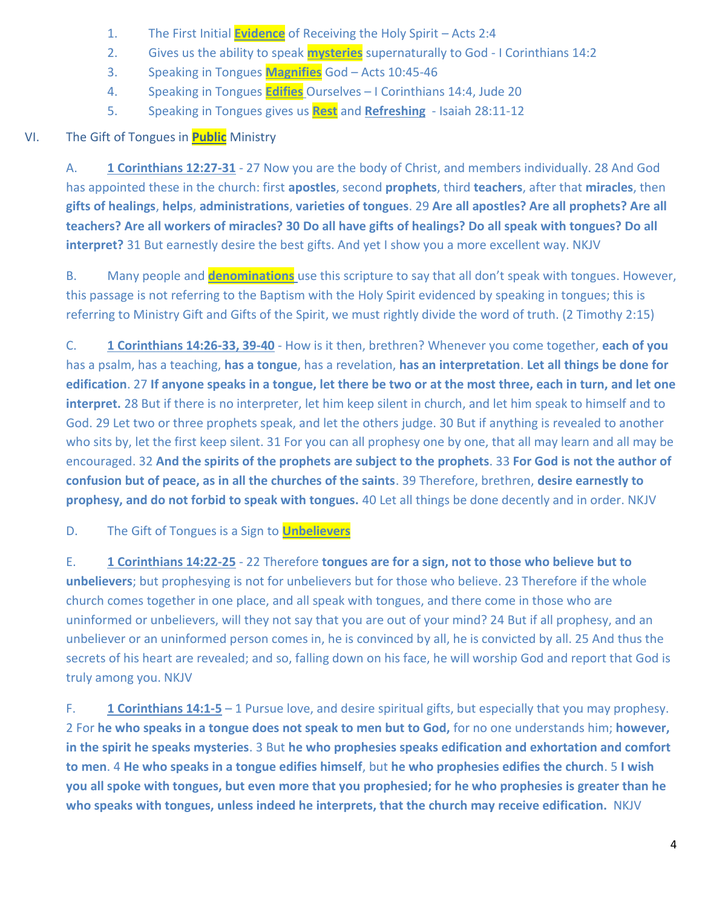1. The First Initial **Evidence** of Receiving the Holy Spirit – Acts 2:4
2. Gives us the ability to speak **mysteries** supernaturally to God - I Corinthians 14:2
3. Speaking in Tongues **Magnifies** God – Acts 10:45-46
4. Speaking in Tongues **Edifies** Ourselves – I Corinthians 14:4, Jude 20
5. Speaking in Tongues gives us **Rest** and **Refreshing** - Isaiah 28:11-12

## VI. The Gift of Tongues in **Public** Ministry

A. **1 Corinthians 12:27-31** - 27 Now you are the body of Christ, and members individually. 28 And God has appointed these in the church: first **apostles**, second **prophets**, third **teachers**, after that **miracles**, then **gifts of healings**, **helps**, **administrations**, **varieties of tongues**. 29 **Are all apostles? Are all prophets? Are all teachers? Are all workers of miracles? 30 Do all have gifts of healings? Do all speak with tongues? Do all interpret?** 31 But earnestly desire the best gifts. And yet I show you a more excellent way. NKJV

B. Many people and **denominations** use this scripture to say that all don't speak with tongues. However, this passage is not referring to the Baptism with the Holy Spirit evidenced by speaking in tongues; this is referring to Ministry Gift and Gifts of the Spirit, we must rightly divide the word of truth. (2 Timothy 2:15)

C. **1 Corinthians 14:26-33, 39-40** - How is it then, brethren? Whenever you come together, **each of you** has a psalm, has a teaching, **has a tongue**, has a revelation, **has an interpretation**. **Let all things be done for edification**. 27 **If anyone speaks in a tongue, let there be two or at the most three, each in turn, and let one interpret.** 28 But if there is no interpreter, let him keep silent in church, and let him speak to himself and to God. 29 Let two or three prophets speak, and let the others judge. 30 But if anything is revealed to another who sits by, let the first keep silent. 31 For you can all prophesy one by one, that all may learn and all may be encouraged. 32 **And the spirits of the prophets are subject to the prophets**. 33 **For God is not the author of confusion but of peace, as in all the churches of the saints**. 39 Therefore, brethren, **desire earnestly to prophesy, and do not forbid to speak with tongues.** 40 Let all things be done decently and in order. NKJV

D. The Gift of Tongues is a Sign to **Unbelievers**

E. **1 Corinthians 14:22-25** - 22 Therefore **tongues are for a sign, not to those who believe but to unbelievers**; but prophesying is not for unbelievers but for those who believe. 23 Therefore if the whole church comes together in one place, and all speak with tongues, and there come in those who are uninformed or unbelievers, will they not say that you are out of your mind? 24 But if all prophesy, and an unbeliever or an uninformed person comes in, he is convinced by all, he is convicted by all. 25 And thus the secrets of his heart are revealed; and so, falling down on his face, he will worship God and report that God is truly among you. NKJV

F. **1 Corinthians 14:1-5** – 1 Pursue love, and desire spiritual gifts, but especially that you may prophesy. 2 For **he who speaks in a tongue does not speak to men but to God,** for no one understands him; **however, in the spirit he speaks mysteries**. 3 But **he who prophesies speaks edification and exhortation and comfort to men**. 4 **He who speaks in a tongue edifies himself**, but **he who prophesies edifies the church**. 5 **I wish you all spoke with tongues, but even more that you prophesied; for he who prophesies is greater than he who speaks with tongues, unless indeed he interprets, that the church may receive edification.** NKJV